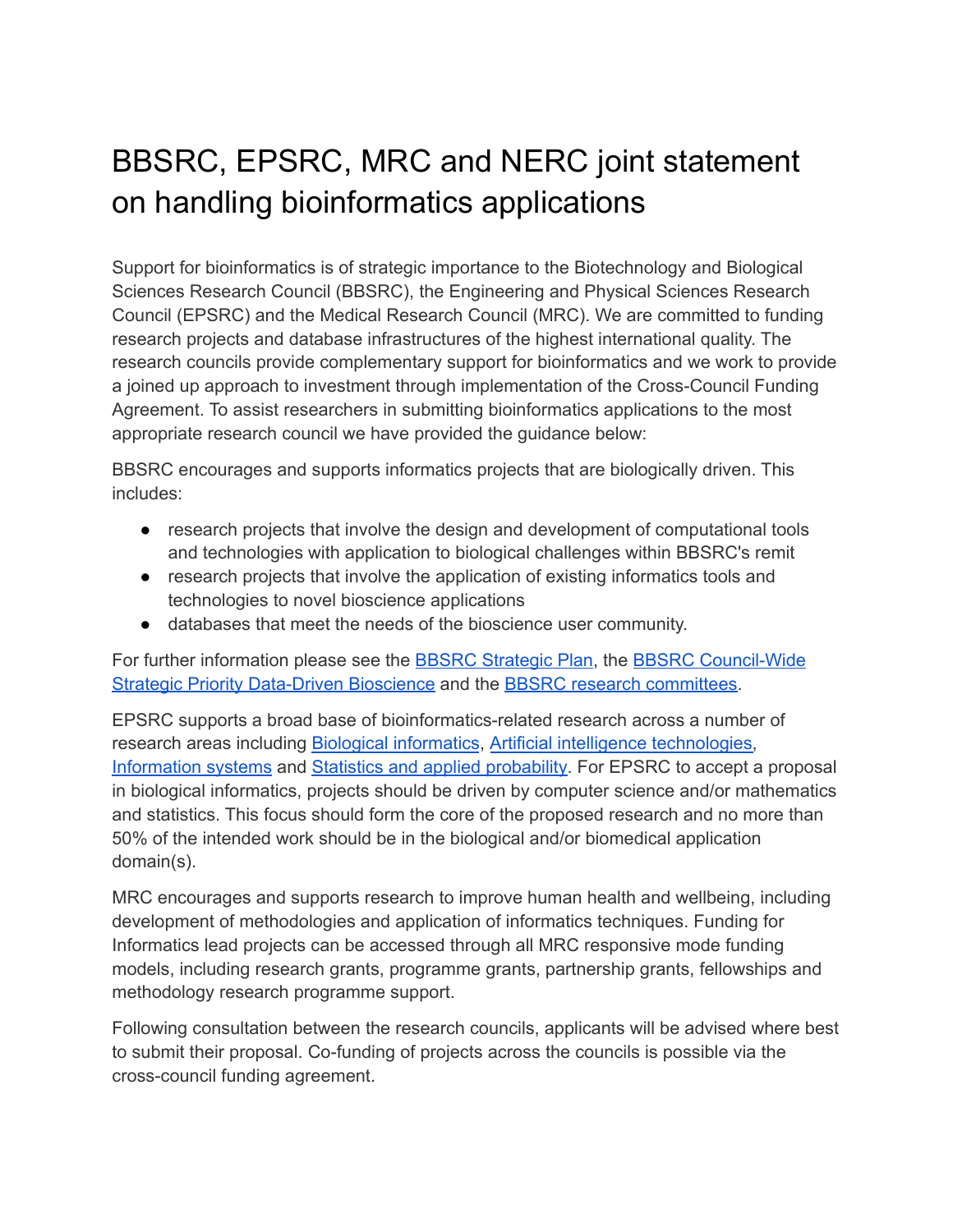# BBSRC, EPSRC, MRC and NERC joint statement on handling bioinformatics applications

Support for bioinformatics is of strategic importance to the Biotechnology and Biological Sciences Research Council (BBSRC), the Engineering and Physical Sciences Research Council (EPSRC) and the Medical Research Council (MRC). We are committed to funding research projects and database infrastructures of the highest international quality. The research councils provide complementary support for bioinformatics and we work to provide a joined up approach to investment through implementation of the Cross-Council Funding Agreement. To assist researchers in submitting bioinformatics applications to the most appropriate research council we have provided the guidance below:

BBSRC encourages and supports informatics projects that are biologically driven. This includes:

- research projects that involve the design and development of computational tools and technologies with application to biological challenges within BBSRC's remit
- research projects that involve the application of existing informatics tools and technologies to novel bioscience applications
- databases that meet the needs of the bioscience user community.

For further information please see the BBSRC Strategic Plan, the BBSRC Council-Wide Strategic Priority Data-Driven Bioscience and the BBSRC research committees.

EPSRC supports a broad base of bioinformatics-related research across a number of research areas including Biological informatics, Artificial intelligence technologies, Information systems and Statistics and applied probability. For EPSRC to accept a proposal in biological informatics, projects should be driven by computer science and/or mathematics and statistics. This focus should form the core of the proposed research and no more than 50% of the intended work should be in the biological and/or biomedical application domain(s).

MRC encourages and supports research to improve human health and wellbeing, including development of methodologies and application of informatics techniques. Funding for Informatics lead projects can be accessed through all MRC responsive mode funding models, including research grants, programme grants, partnership grants, fellowships and methodology research programme support.

Following consultation between the research councils, applicants will be advised where best to submit their proposal. Co-funding of projects across the councils is possible via the cross-council funding agreement.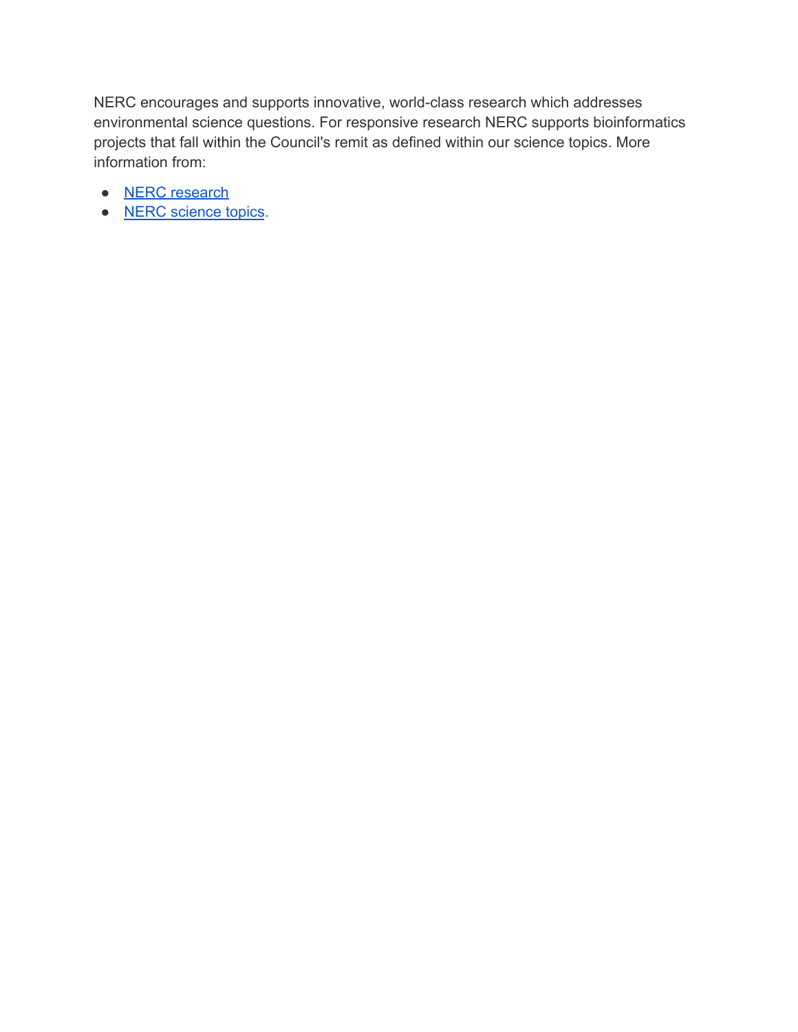NERC encourages and supports innovative, world-class research which addresses environmental science questions. For responsive research NERC supports bioinformatics projects that fall within the Council's remit as defined within our science topics. More information from:

- NERC research
- NERC science topics.